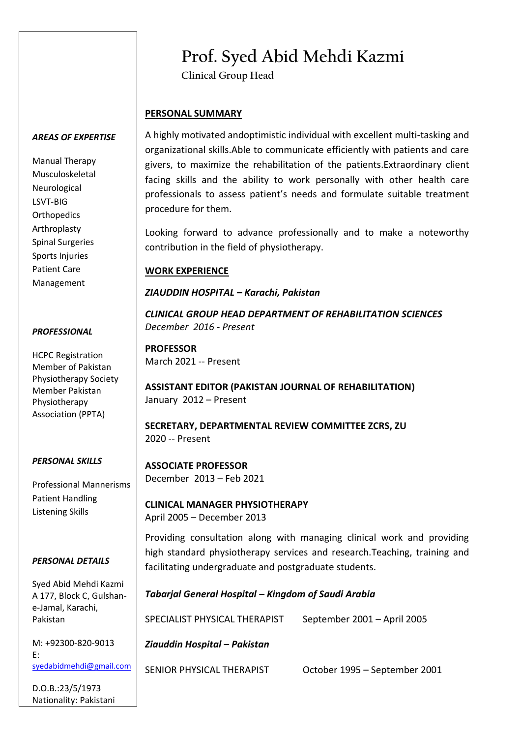# Prof. Syed Abid Mehdi Kazmi

Clinical Group Head

## PERSONAL SUMMARY

A highly motivated andoptimistic individual with excellent multi-tasking and organizational skills.Able to communicate efficiently with patients and care givers, to maximize the rehabilitation of the patients.Extraordinary client facing skills and the ability to work personally with other health care professionals to assess patient's needs and formulate suitable treatment procedure for them.

Looking forward to advance professionally and to make a noteworthy contribution in the field of physiotherapy.

## WORK EXPERIENCE

***ZIAUDDIN HOSPITAL – Karachi, Pakistan***

***CLINICAL GROUP HEAD DEPARTMENT OF REHABILITATION SCIENCES***
*December 2016 - Present*

**PROFESSOR**
March 2021 -- Present

**ASSISTANT EDITOR (PAKISTAN JOURNAL OF REHABILITATION)**
January 2012 – Present

**SECRETARY, DEPARTMENTAL REVIEW COMMITTEE ZCRS, ZU**
2020 -- Present

**ASSOCIATE PROFESSOR**
December 2013 – Feb 2021

**CLINICAL MANAGER PHYSIOTHERAPY**
April 2005 – December 2013

Providing consultation along with managing clinical work and providing high standard physiotherapy services and research.Teaching, training and facilitating undergraduate and postgraduate students.

***Tabarjal General Hospital – Kingdom of Saudi Arabia***

SPECIALIST PHYSICAL THERAPIST September 2001 – April 2005

***Ziauddin Hospital – Pakistan***

SENIOR PHYSICAL THERAPIST October 1995 – September 2001

### *AREAS OF EXPERTISE*

Manual Therapy
Musculoskeletal
Neurological
LSVT-BIG
Orthopedics
Arthroplasty
Spinal Surgeries
Sports Injuries
Patient Care
Management

### *PROFESSIONAL*

HCPC Registration
Member of Pakistan Physiotherapy Society
Member Pakistan Physiotherapy Association (PPTA)

### *PERSONAL SKILLS*

Professional Mannerisms
Patient Handling
Listening Skills

### *PERSONAL DETAILS*

Syed Abid Mehdi Kazmi
A 177, Block C, Gulshan-e-Jamal, Karachi, Pakistan

M: +92300-820-9013
E: syedabidmehdi@gmail.com

D.O.B.:23/5/1973
Nationality: Pakistani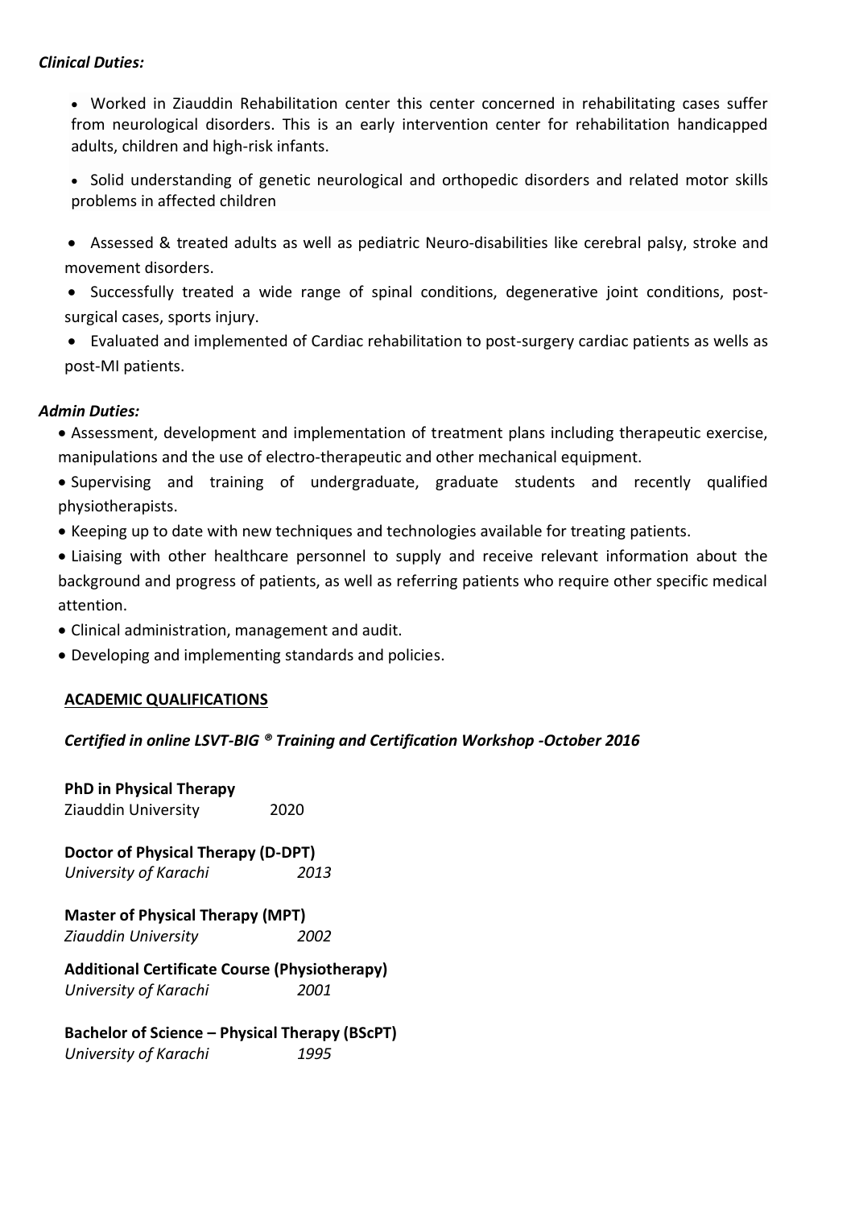***Clinical Duties:***

- Worked in Ziauddin Rehabilitation center this center concerned in rehabilitating cases suffer from neurological disorders. This is an early intervention center for rehabilitation handicapped adults, children and high-risk infants.
- Solid understanding of genetic neurological and orthopedic disorders and related motor skills problems in affected children
- Assessed & treated adults as well as pediatric Neuro-disabilities like cerebral palsy, stroke and movement disorders.
- Successfully treated a wide range of spinal conditions, degenerative joint conditions, post-surgical cases, sports injury.
- Evaluated and implemented of Cardiac rehabilitation to post-surgery cardiac patients as wells as post-MI patients.

***Admin Duties:***

- Assessment, development and implementation of treatment plans including therapeutic exercise, manipulations and the use of electro-therapeutic and other mechanical equipment.
- Supervising and training of undergraduate, graduate students and recently qualified physiotherapists.
- Keeping up to date with new techniques and technologies available for treating patients.
- Liaising with other healthcare personnel to supply and receive relevant information about the background and progress of patients, as well as referring patients who require other specific medical attention.
- Clinical administration, management and audit.
- Developing and implementing standards and policies.

## ACADEMIC QUALIFICATIONS

***Certified in online LSVT-BIG ® Training and Certification Workshop -October 2016***

**PhD in Physical Therapy**
Ziauddin University 2020

**Doctor of Physical Therapy (D-DPT)**
*University of Karachi 2013*

**Master of Physical Therapy (MPT)**
*Ziauddin University 2002*

**Additional Certificate Course (Physiotherapy)**
*University of Karachi 2001*

**Bachelor of Science – Physical Therapy (BScPT)**
*University of Karachi 1995*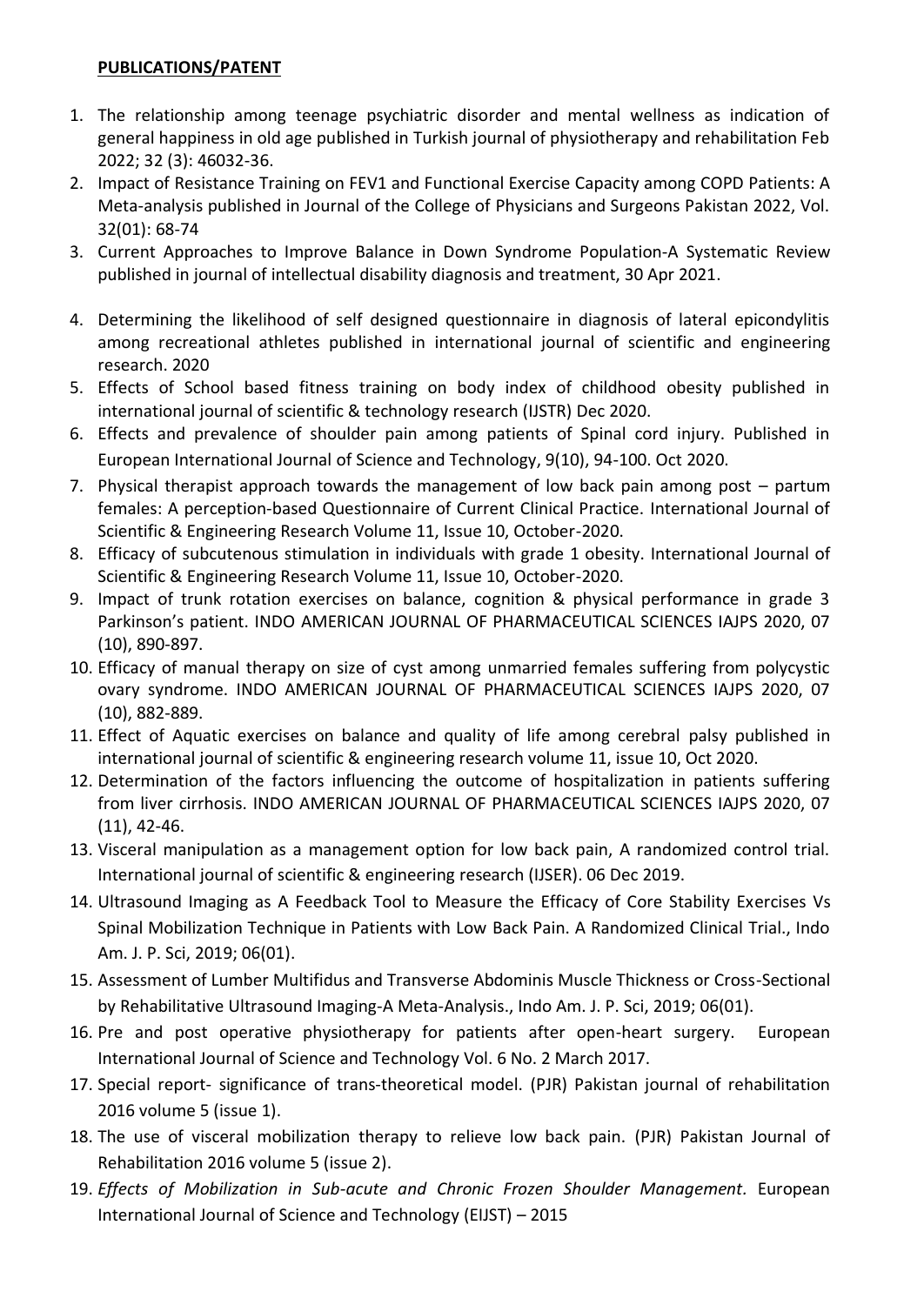**PUBLICATIONS/PATENT**

1. The relationship among teenage psychiatric disorder and mental wellness as indication of general happiness in old age published in Turkish journal of physiotherapy and rehabilitation Feb 2022; 32 (3): 46032-36.
2. Impact of Resistance Training on FEV1 and Functional Exercise Capacity among COPD Patients: A Meta-analysis published in Journal of the College of Physicians and Surgeons Pakistan 2022, Vol. 32(01): 68-74
3. Current Approaches to Improve Balance in Down Syndrome Population-A Systematic Review published in journal of intellectual disability diagnosis and treatment, 30 Apr 2021.
4. Determining the likelihood of self designed questionnaire in diagnosis of lateral epicondylitis among recreational athletes published in international journal of scientific and engineering research. 2020
5. Effects of School based fitness training on body index of childhood obesity published in international journal of scientific & technology research (IJSTR) Dec 2020.
6. Effects and prevalence of shoulder pain among patients of Spinal cord injury. Published in European International Journal of Science and Technology, 9(10), 94-100. Oct 2020.
7. Physical therapist approach towards the management of low back pain among post – partum females: A perception-based Questionnaire of Current Clinical Practice. International Journal of Scientific & Engineering Research Volume 11, Issue 10, October-2020.
8. Efficacy of subcutenous stimulation in individuals with grade 1 obesity. International Journal of Scientific & Engineering Research Volume 11, Issue 10, October-2020.
9. Impact of trunk rotation exercises on balance, cognition & physical performance in grade 3 Parkinson's patient. INDO AMERICAN JOURNAL OF PHARMACEUTICAL SCIENCES IAJPS 2020, 07 (10), 890-897.
10. Efficacy of manual therapy on size of cyst among unmarried females suffering from polycystic ovary syndrome. INDO AMERICAN JOURNAL OF PHARMACEUTICAL SCIENCES IAJPS 2020, 07 (10), 882-889.
11. Effect of Aquatic exercises on balance and quality of life among cerebral palsy published in international journal of scientific & engineering research volume 11, issue 10, Oct 2020.
12. Determination of the factors influencing the outcome of hospitalization in patients suffering from liver cirrhosis. INDO AMERICAN JOURNAL OF PHARMACEUTICAL SCIENCES IAJPS 2020, 07 (11), 42-46.
13. Visceral manipulation as a management option for low back pain, A randomized control trial. International journal of scientific & engineering research (IJSER). 06 Dec 2019.
14. Ultrasound Imaging as A Feedback Tool to Measure the Efficacy of Core Stability Exercises Vs Spinal Mobilization Technique in Patients with Low Back Pain. A Randomized Clinical Trial., Indo Am. J. P. Sci, 2019; 06(01).
15. Assessment of Lumber Multifidus and Transverse Abdominis Muscle Thickness or Cross-Sectional by Rehabilitative Ultrasound Imaging-A Meta-Analysis., Indo Am. J. P. Sci, 2019; 06(01).
16. Pre and post operative physiotherapy for patients after open-heart surgery. European International Journal of Science and Technology Vol. 6 No. 2 March 2017.
17. Special report- significance of trans-theoretical model. (PJR) Pakistan journal of rehabilitation 2016 volume 5 (issue 1).
18. The use of visceral mobilization therapy to relieve low back pain. (PJR) Pakistan Journal of Rehabilitation 2016 volume 5 (issue 2).
19. *Effects of Mobilization in Sub-acute and Chronic Frozen Shoulder Management.* European International Journal of Science and Technology (EIJST) – 2015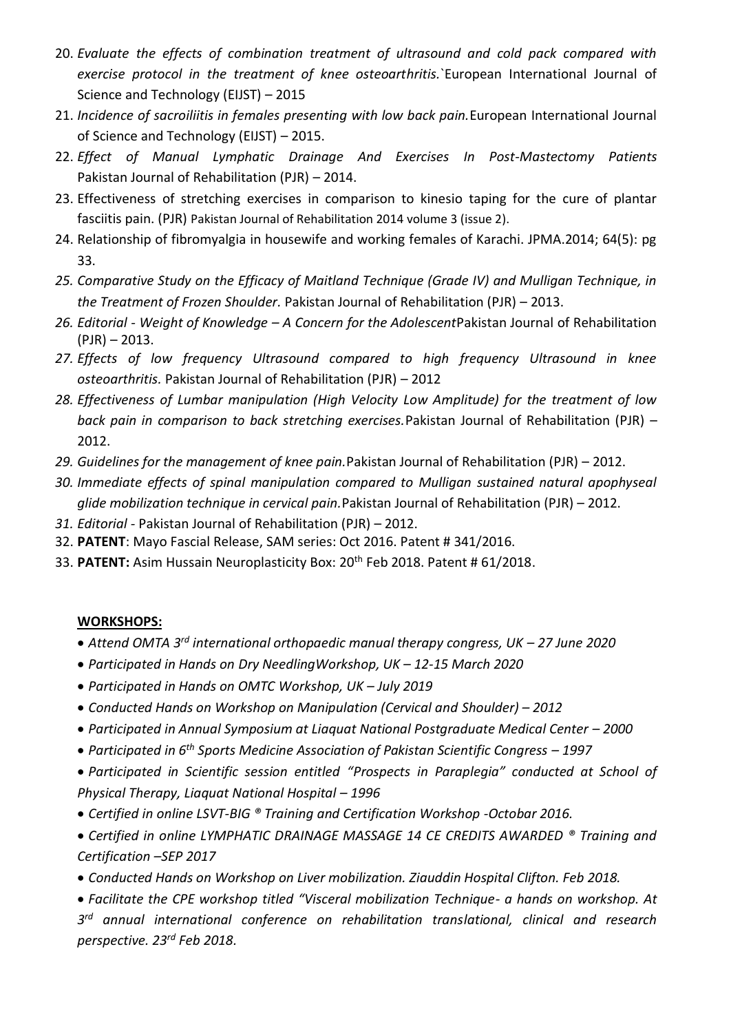20. *Evaluate the effects of combination treatment of ultrasound and cold pack compared with exercise protocol in the treatment of knee osteoarthritis.*`European International Journal of Science and Technology (EIJST) – 2015
21. *Incidence of sacroiliitis in females presenting with low back pain.*European International Journal of Science and Technology (EIJST) – 2015.
22. *Effect of Manual Lymphatic Drainage And Exercises In Post-Mastectomy Patients* Pakistan Journal of Rehabilitation (PJR) – 2014.
23. Effectiveness of stretching exercises in comparison to kinesio taping for the cure of plantar fasciitis pain. (PJR) Pakistan Journal of Rehabilitation 2014 volume 3 (issue 2).
24. Relationship of fibromyalgia in housewife and working females of Karachi. JPMA.2014; 64(5): pg 33.
25. *Comparative Study on the Efficacy of Maitland Technique (Grade IV) and Mulligan Technique, in the Treatment of Frozen Shoulder.* Pakistan Journal of Rehabilitation (PJR) – 2013.
26. *Editorial - Weight of Knowledge – A Concern for the Adolescent*Pakistan Journal of Rehabilitation (PJR) – 2013.
27. *Effects of low frequency Ultrasound compared to high frequency Ultrasound in knee osteoarthritis.* Pakistan Journal of Rehabilitation (PJR) – 2012
28. *Effectiveness of Lumbar manipulation (High Velocity Low Amplitude) for the treatment of low back pain in comparison to back stretching exercises.*Pakistan Journal of Rehabilitation (PJR) – 2012.
29. *Guidelines for the management of knee pain.*Pakistan Journal of Rehabilitation (PJR) – 2012.
30. *Immediate effects of spinal manipulation compared to Mulligan sustained natural apophyseal glide mobilization technique in cervical pain.*Pakistan Journal of Rehabilitation (PJR) – 2012.
31. *Editorial* - Pakistan Journal of Rehabilitation (PJR) – 2012.
32. **PATENT**: Mayo Fascial Release, SAM series: Oct 2016. Patent # 341/2016.
33. **PATENT:** Asim Hussain Neuroplasticity Box: 20th Feb 2018. Patent # 61/2018.

**WORKSHOPS:**

- *Attend OMTA 3rd international orthopaedic manual therapy congress, UK – 27 June 2020*
- *Participated in Hands on Dry NeedlingWorkshop, UK – 12-15 March 2020*
- *Participated in Hands on OMTC Workshop, UK – July 2019*
- *Conducted Hands on Workshop on Manipulation (Cervical and Shoulder) – 2012*
- *Participated in Annual Symposium at Liaquat National Postgraduate Medical Center – 2000*
- *Participated in 6th Sports Medicine Association of Pakistan Scientific Congress – 1997*
- *Participated in Scientific session entitled "Prospects in Paraplegia" conducted at School of Physical Therapy, Liaquat National Hospital – 1996*
- *Certified in online LSVT-BIG ® Training and Certification Workshop -Octobar 2016.*
- *Certified in online LYMPHATIC DRAINAGE MASSAGE 14 CE CREDITS AWARDED ® Training and Certification –SEP 2017*
- *Conducted Hands on Workshop on Liver mobilization. Ziauddin Hospital Clifton. Feb 2018.*
- *Facilitate the CPE workshop titled "Visceral mobilization Technique- a hands on workshop. At 3rd annual international conference on rehabilitation translational, clinical and research perspective. 23rd Feb 2018.*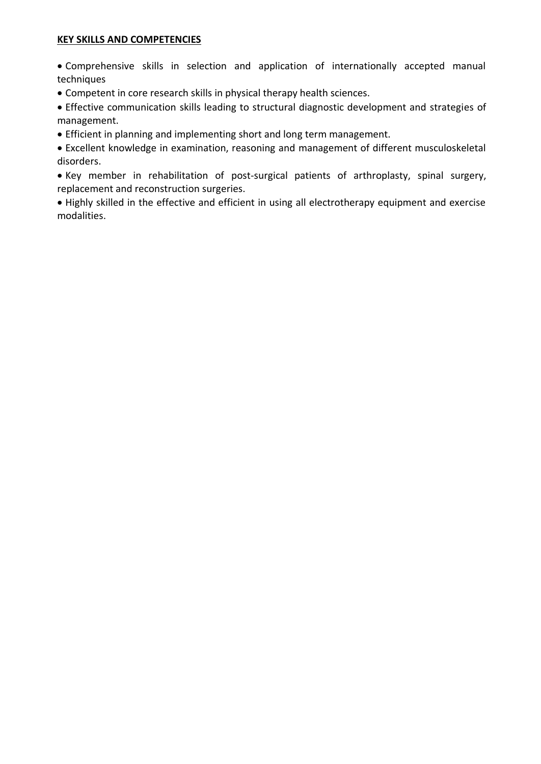**KEY SKILLS AND COMPETENCIES**

- Comprehensive skills in selection and application of internationally accepted manual techniques
- Competent in core research skills in physical therapy health sciences.
- Effective communication skills leading to structural diagnostic development and strategies of management.
- Efficient in planning and implementing short and long term management.
- Excellent knowledge in examination, reasoning and management of different musculoskeletal disorders.
- Key member in rehabilitation of post-surgical patients of arthroplasty, spinal surgery, replacement and reconstruction surgeries.
- Highly skilled in the effective and efficient in using all electrotherapy equipment and exercise modalities.